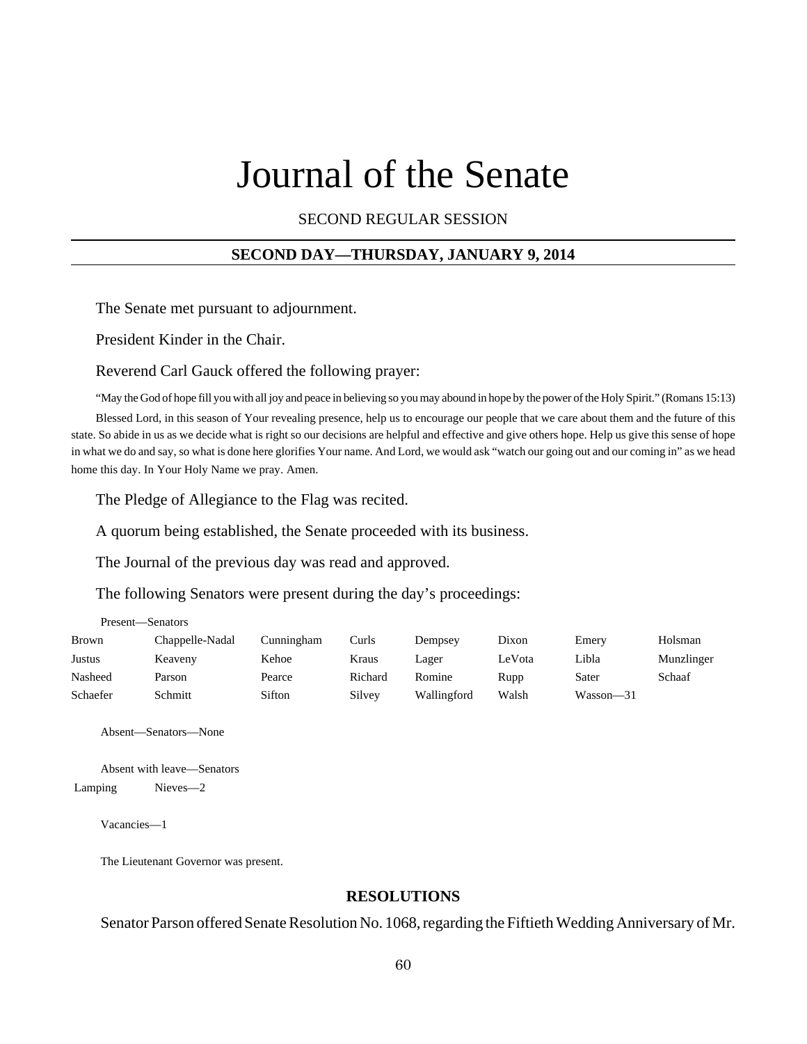# Journal of the Senate

SECOND REGULAR SESSION

## SECOND DAY—THURSDAY, JANUARY 9, 2014

The Senate met pursuant to adjournment.

President Kinder in the Chair.

Reverend Carl Gauck offered the following prayer:

"May the God of hope fill you with all joy and peace in believing so you may abound in hope by the power of the Holy Spirit." (Romans 15:13)

Blessed Lord, in this season of Your revealing presence, help us to encourage our people that we care about them and the future of this state. So abide in us as we decide what is right so our decisions are helpful and effective and give others hope. Help us give this sense of hope in what we do and say, so what is done here glorifies Your name. And Lord, we would ask "watch our going out and our coming in" as we head home this day. In Your Holy Name we pray. Amen.

The Pledge of Allegiance to the Flag was recited.

A quorum being established, the Senate proceeded with its business.

The Journal of the previous day was read and approved.

The following Senators were present during the day's proceedings:

Present—Senators

| | | | | | | | |
|---|---|---|---|---|---|---|---|
| Brown | Chappelle-Nadal | Cunningham | Curls | Dempsey | Dixon | Emery | Holsman |
| Justus | Keaveny | Kehoe | Kraus | Lager | LeVota | Libla | Munzlinger |
| Nasheed | Parson | Pearce | Richard | Romine | Rupp | Sater | Schaaf |
| Schaefer | Schmitt | Sifton | Silvey | Wallingford | Walsh | Wasson—31 | |

Absent—Senators—None

Absent with leave—Senators

Lamping Nieves—2

Vacancies—1

The Lieutenant Governor was present.

## RESOLUTIONS

Senator Parson offered Senate Resolution No. 1068, regarding the Fiftieth Wedding Anniversary of Mr.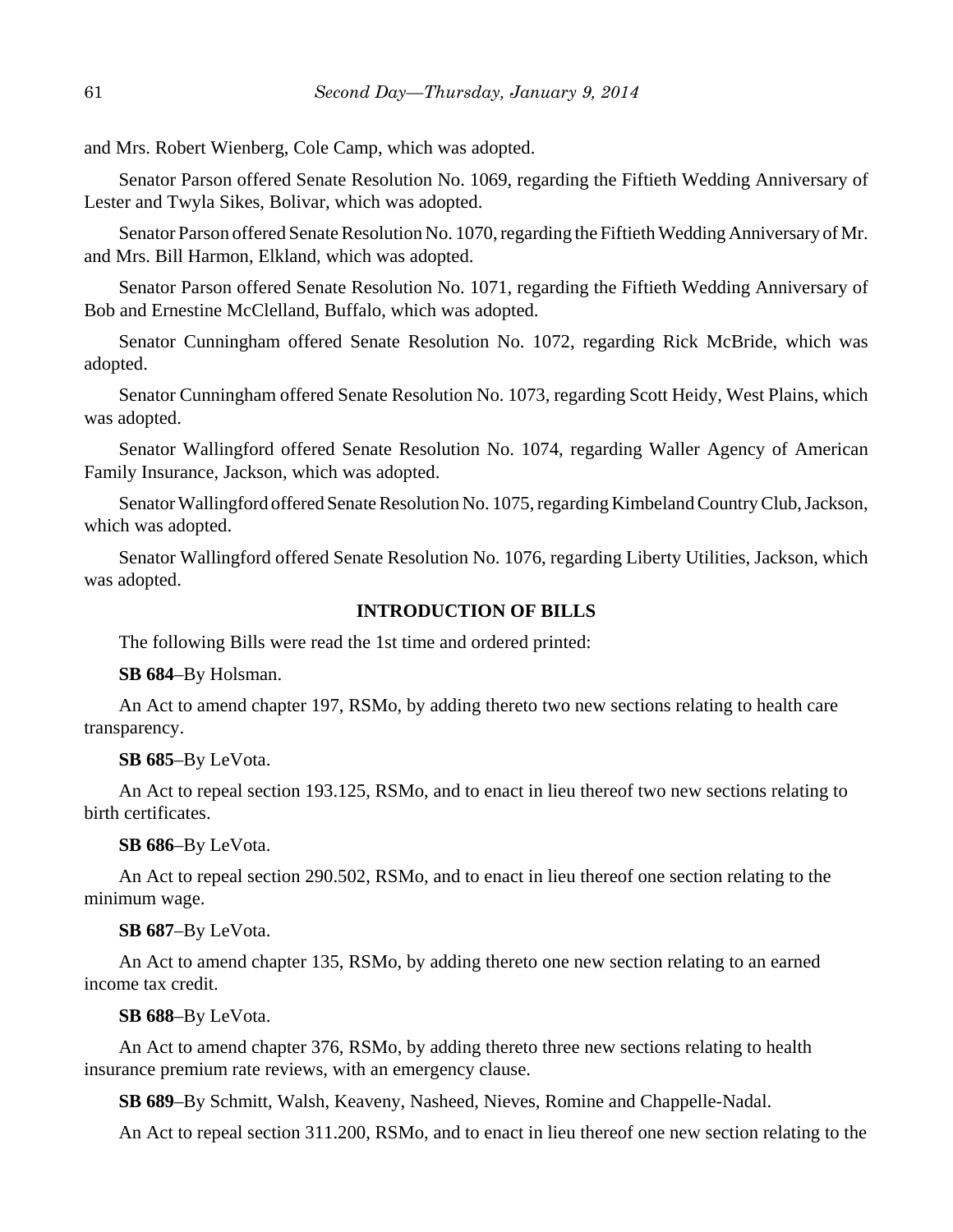and Mrs. Robert Wienberg, Cole Camp, which was adopted.

Senator Parson offered Senate Resolution No. 1069, regarding the Fiftieth Wedding Anniversary of Lester and Twyla Sikes, Bolivar, which was adopted.

Senator Parson offered Senate Resolution No. 1070, regarding the Fiftieth Wedding Anniversary of Mr. and Mrs. Bill Harmon, Elkland, which was adopted.

Senator Parson offered Senate Resolution No. 1071, regarding the Fiftieth Wedding Anniversary of Bob and Ernestine McClelland, Buffalo, which was adopted.

Senator Cunningham offered Senate Resolution No. 1072, regarding Rick McBride, which was adopted.

Senator Cunningham offered Senate Resolution No. 1073, regarding Scott Heidy, West Plains, which was adopted.

Senator Wallingford offered Senate Resolution No. 1074, regarding Waller Agency of American Family Insurance, Jackson, which was adopted.

Senator Wallingford offered Senate Resolution No. 1075, regarding Kimbeland Country Club, Jackson, which was adopted.

Senator Wallingford offered Senate Resolution No. 1076, regarding Liberty Utilities, Jackson, which was adopted.

## INTRODUCTION OF BILLS

The following Bills were read the 1st time and ordered printed:

**SB 684**–By Holsman.

An Act to amend chapter 197, RSMo, by adding thereto two new sections relating to health care transparency.

**SB 685**–By LeVota.

An Act to repeal section 193.125, RSMo, and to enact in lieu thereof two new sections relating to birth certificates.

**SB 686**–By LeVota.

An Act to repeal section 290.502, RSMo, and to enact in lieu thereof one section relating to the minimum wage.

**SB 687**–By LeVota.

An Act to amend chapter 135, RSMo, by adding thereto one new section relating to an earned income tax credit.

**SB 688**–By LeVota.

An Act to amend chapter 376, RSMo, by adding thereto three new sections relating to health insurance premium rate reviews, with an emergency clause.

**SB 689**–By Schmitt, Walsh, Keaveny, Nasheed, Nieves, Romine and Chappelle-Nadal.

An Act to repeal section 311.200, RSMo, and to enact in lieu thereof one new section relating to the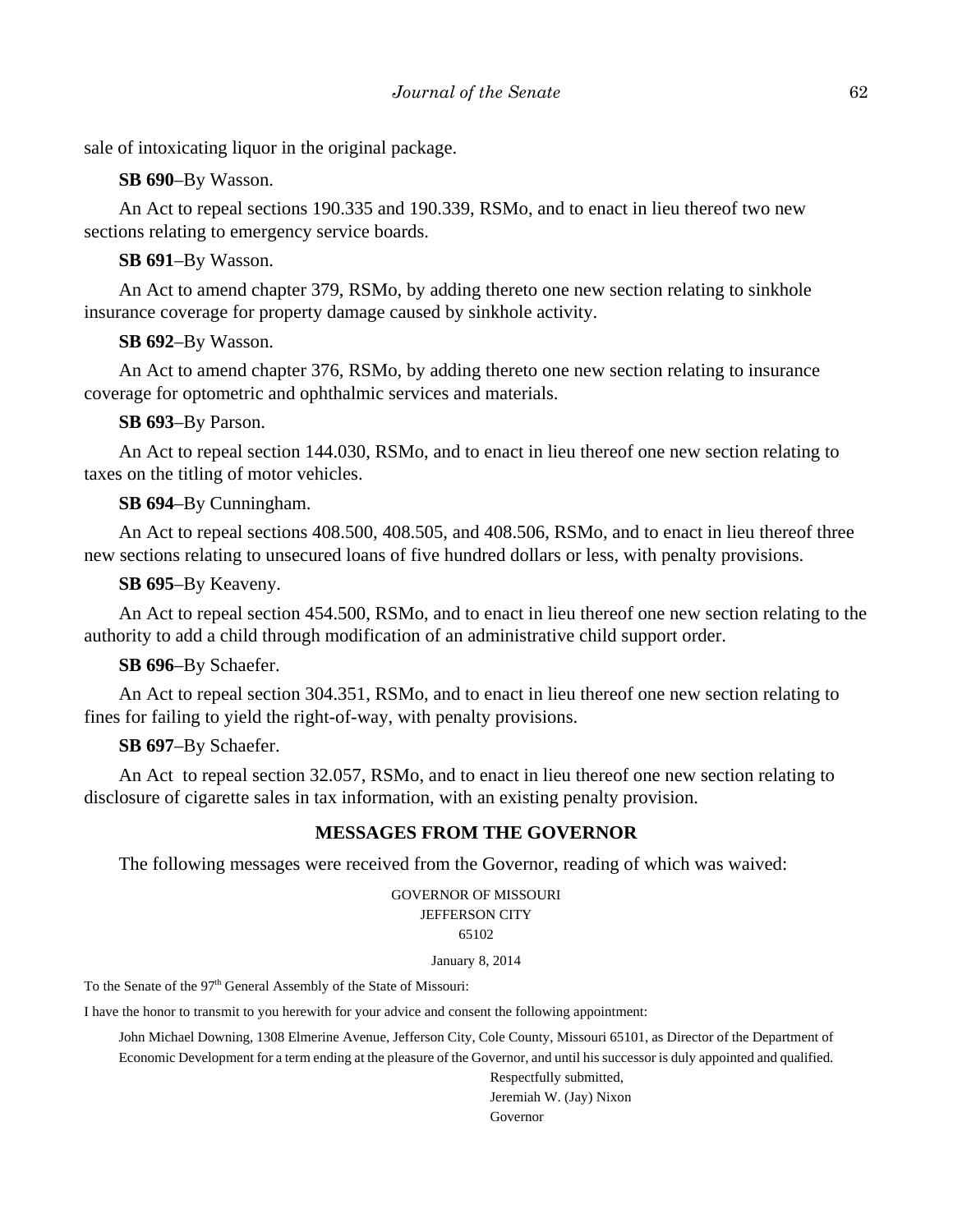sale of intoxicating liquor in the original package.

**SB 690**–By Wasson.

An Act to repeal sections 190.335 and 190.339, RSMo, and to enact in lieu thereof two new sections relating to emergency service boards.

**SB 691**–By Wasson.

An Act to amend chapter 379, RSMo, by adding thereto one new section relating to sinkhole insurance coverage for property damage caused by sinkhole activity.

**SB 692**–By Wasson.

An Act to amend chapter 376, RSMo, by adding thereto one new section relating to insurance coverage for optometric and ophthalmic services and materials.

**SB 693**–By Parson.

An Act to repeal section 144.030, RSMo, and to enact in lieu thereof one new section relating to taxes on the titling of motor vehicles.

**SB 694**–By Cunningham.

An Act to repeal sections 408.500, 408.505, and 408.506, RSMo, and to enact in lieu thereof three new sections relating to unsecured loans of five hundred dollars or less, with penalty provisions.

**SB 695**–By Keaveny.

An Act to repeal section 454.500, RSMo, and to enact in lieu thereof one new section relating to the authority to add a child through modification of an administrative child support order.

**SB 696**–By Schaefer.

An Act to repeal section 304.351, RSMo, and to enact in lieu thereof one new section relating to fines for failing to yield the right-of-way, with penalty provisions.

**SB 697**–By Schaefer.

An Act to repeal section 32.057, RSMo, and to enact in lieu thereof one new section relating to disclosure of cigarette sales in tax information, with an existing penalty provision.

## MESSAGES FROM THE GOVERNOR

The following messages were received from the Governor, reading of which was waived:

GOVERNOR OF MISSOURI
JEFFERSON CITY
65102

January 8, 2014

To the Senate of the 97th General Assembly of the State of Missouri:

I have the honor to transmit to you herewith for your advice and consent the following appointment:

John Michael Downing, 1308 Elmerine Avenue, Jefferson City, Cole County, Missouri 65101, as Director of the Department of Economic Development for a term ending at the pleasure of the Governor, and until his successor is duly appointed and qualified.

Respectfully submitted,
Jeremiah W. (Jay) Nixon
Governor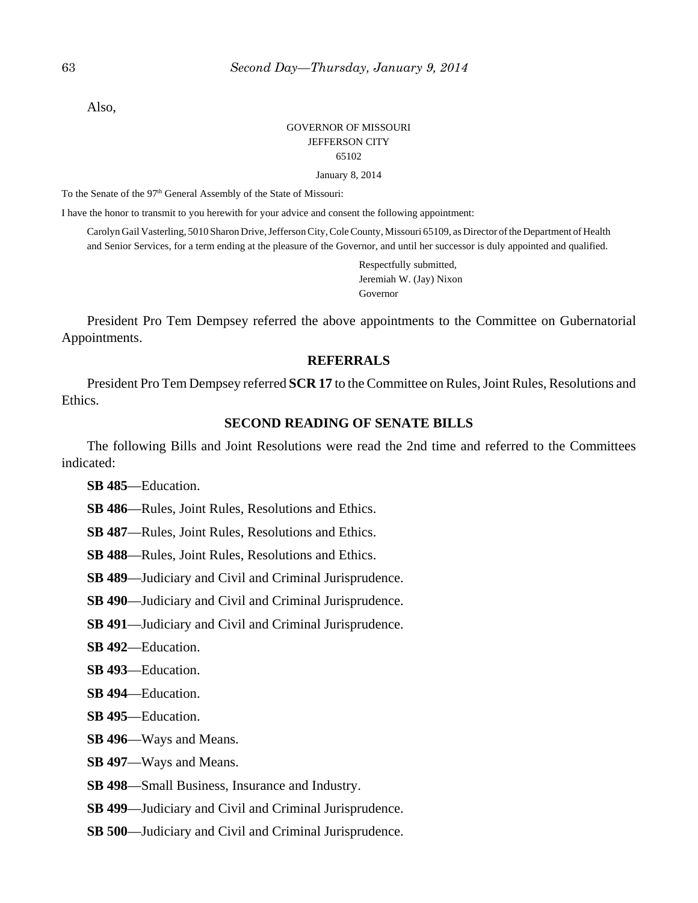Also,

GOVERNOR OF MISSOURI
JEFFERSON CITY
65102

January 8, 2014

To the Senate of the 97th General Assembly of the State of Missouri:

I have the honor to transmit to you herewith for your advice and consent the following appointment:

Carolyn Gail Vasterling, 5010 Sharon Drive, Jefferson City, Cole County, Missouri 65109, as Director of the Department of Health and Senior Services, for a term ending at the pleasure of the Governor, and until her successor is duly appointed and qualified.

Respectfully submitted,
Jeremiah W. (Jay) Nixon
Governor

President Pro Tem Dempsey referred the above appointments to the Committee on Gubernatorial Appointments.

## REFERRALS

President Pro Tem Dempsey referred **SCR 17** to the Committee on Rules, Joint Rules, Resolutions and Ethics.

## SECOND READING OF SENATE BILLS

The following Bills and Joint Resolutions were read the 2nd time and referred to the Committees indicated:

**SB 485**—Education.

**SB 486**—Rules, Joint Rules, Resolutions and Ethics.

**SB 487**—Rules, Joint Rules, Resolutions and Ethics.

**SB 488**—Rules, Joint Rules, Resolutions and Ethics.

**SB 489**—Judiciary and Civil and Criminal Jurisprudence.

**SB 490**—Judiciary and Civil and Criminal Jurisprudence.

**SB 491**—Judiciary and Civil and Criminal Jurisprudence.

**SB 492**—Education.

**SB 493**—Education.

**SB 494**—Education.

**SB 495**—Education.

**SB 496**—Ways and Means.

**SB 497**—Ways and Means.

**SB 498**—Small Business, Insurance and Industry.

**SB 499**—Judiciary and Civil and Criminal Jurisprudence.

**SB 500**—Judiciary and Civil and Criminal Jurisprudence.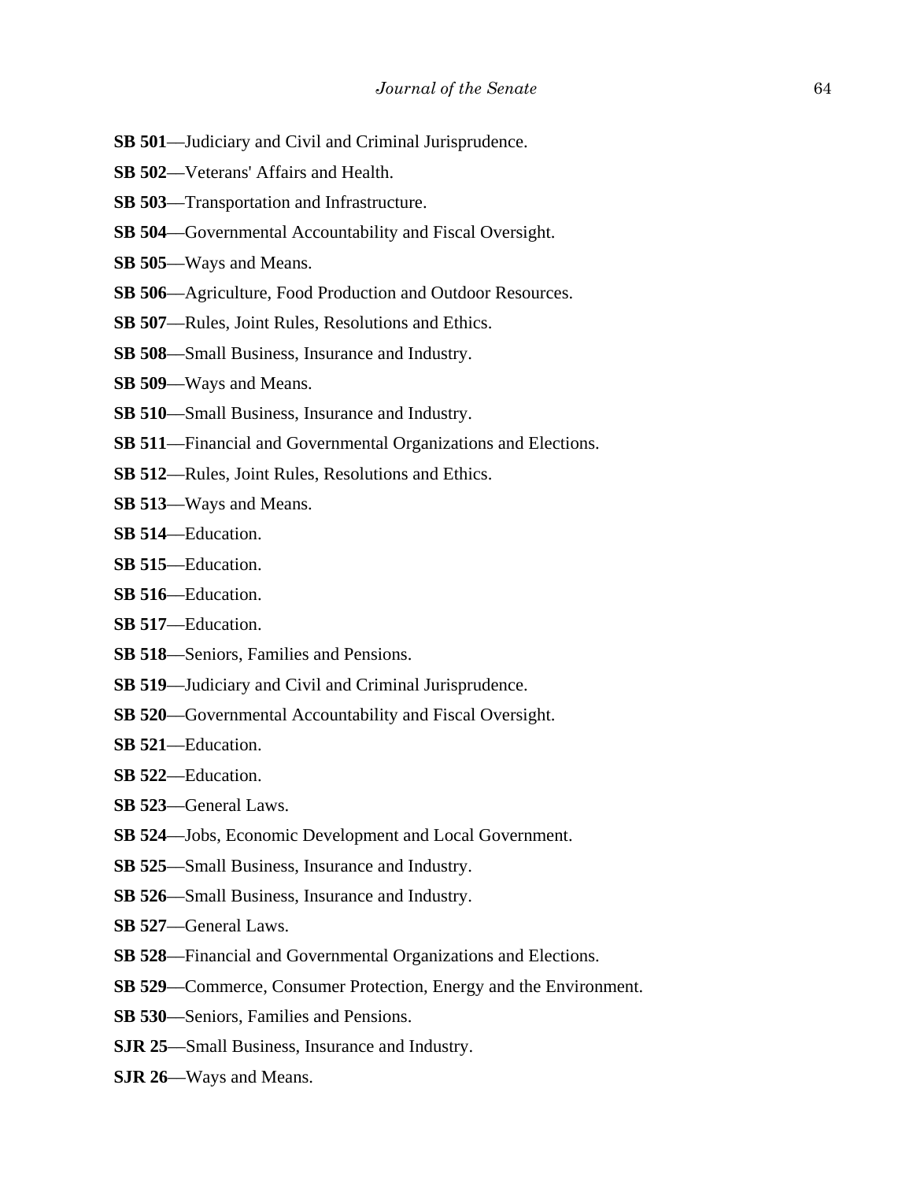**SB 501**—Judiciary and Civil and Criminal Jurisprudence.

**SB 502**—Veterans' Affairs and Health.

**SB 503**—Transportation and Infrastructure.

**SB 504**—Governmental Accountability and Fiscal Oversight.

**SB 505**—Ways and Means.

**SB 506**—Agriculture, Food Production and Outdoor Resources.

**SB 507**—Rules, Joint Rules, Resolutions and Ethics.

**SB 508**—Small Business, Insurance and Industry.

**SB 509**—Ways and Means.

**SB 510**—Small Business, Insurance and Industry.

**SB 511**—Financial and Governmental Organizations and Elections.

**SB 512**—Rules, Joint Rules, Resolutions and Ethics.

**SB 513**—Ways and Means.

**SB 514**—Education.

**SB 515**—Education.

**SB 516**—Education.

**SB 517**—Education.

**SB 518**—Seniors, Families and Pensions.

**SB 519**—Judiciary and Civil and Criminal Jurisprudence.

**SB 520**—Governmental Accountability and Fiscal Oversight.

**SB 521**—Education.

**SB 522**—Education.

**SB 523**—General Laws.

**SB 524**—Jobs, Economic Development and Local Government.

**SB 525**—Small Business, Insurance and Industry.

**SB 526**—Small Business, Insurance and Industry.

**SB 527**—General Laws.

**SB 528**—Financial and Governmental Organizations and Elections.

**SB 529**—Commerce, Consumer Protection, Energy and the Environment.

**SB 530**—Seniors, Families and Pensions.

**SJR 25**—Small Business, Insurance and Industry.

**SJR 26**—Ways and Means.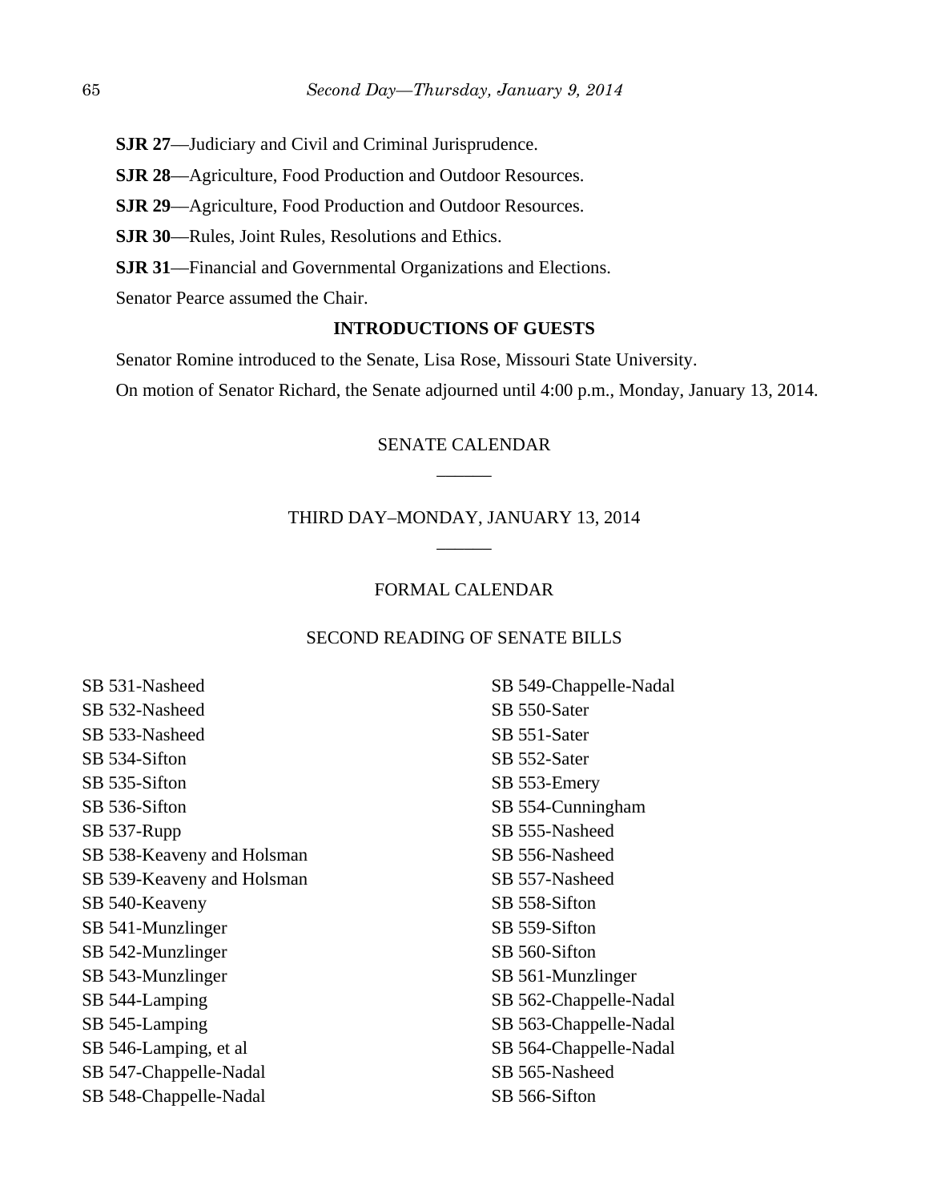**SJR 27**—Judiciary and Civil and Criminal Jurisprudence.

**SJR 28**—Agriculture, Food Production and Outdoor Resources.

**SJR 29**—Agriculture, Food Production and Outdoor Resources.

**SJR 30**—Rules, Joint Rules, Resolutions and Ethics.

**SJR 31**—Financial and Governmental Organizations and Elections.

Senator Pearce assumed the Chair.

**INTRODUCTIONS OF GUESTS**

Senator Romine introduced to the Senate, Lisa Rose, Missouri State University.

On motion of Senator Richard, the Senate adjourned until 4:00 p.m., Monday, January 13, 2014.

SENATE CALENDAR

\_\_\_\_\_\_

THIRD DAY–MONDAY, JANUARY 13, 2014

\_\_\_\_\_\_

FORMAL CALENDAR

SECOND READING OF SENATE BILLS

SB 531-Nasheed
SB 532-Nasheed
SB 533-Nasheed
SB 534-Sifton
SB 535-Sifton
SB 536-Sifton
SB 537-Rupp
SB 538-Keaveny and Holsman
SB 539-Keaveny and Holsman
SB 540-Keaveny
SB 541-Munzlinger
SB 542-Munzlinger
SB 543-Munzlinger
SB 544-Lamping
SB 545-Lamping
SB 546-Lamping, et al
SB 547-Chappelle-Nadal
SB 548-Chappelle-Nadal
SB 549-Chappelle-Nadal
SB 550-Sater
SB 551-Sater
SB 552-Sater
SB 553-Emery
SB 554-Cunningham
SB 555-Nasheed
SB 556-Nasheed
SB 557-Nasheed
SB 558-Sifton
SB 559-Sifton
SB 560-Sifton
SB 561-Munzlinger
SB 562-Chappelle-Nadal
SB 563-Chappelle-Nadal
SB 564-Chappelle-Nadal
SB 565-Nasheed
SB 566-Sifton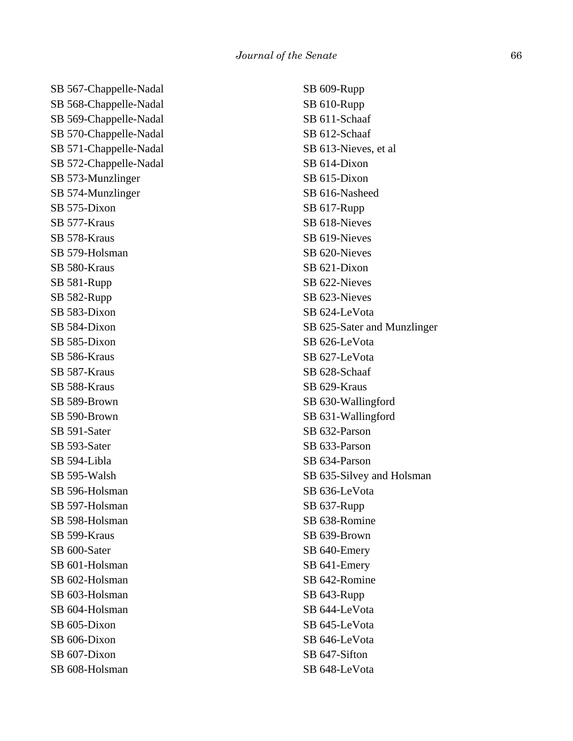SB 567-Chappelle-Nadal
SB 568-Chappelle-Nadal
SB 569-Chappelle-Nadal
SB 570-Chappelle-Nadal
SB 571-Chappelle-Nadal
SB 572-Chappelle-Nadal
SB 573-Munzlinger
SB 574-Munzlinger
SB 575-Dixon
SB 577-Kraus
SB 578-Kraus
SB 579-Holsman
SB 580-Kraus
SB 581-Rupp
SB 582-Rupp
SB 583-Dixon
SB 584-Dixon
SB 585-Dixon
SB 586-Kraus
SB 587-Kraus
SB 588-Kraus
SB 589-Brown
SB 590-Brown
SB 591-Sater
SB 593-Sater
SB 594-Libla
SB 595-Walsh
SB 596-Holsman
SB 597-Holsman
SB 598-Holsman
SB 599-Kraus
SB 600-Sater
SB 601-Holsman
SB 602-Holsman
SB 603-Holsman
SB 604-Holsman
SB 605-Dixon
SB 606-Dixon
SB 607-Dixon
SB 608-Holsman
SB 609-Rupp
SB 610-Rupp
SB 611-Schaaf
SB 612-Schaaf
SB 613-Nieves, et al
SB 614-Dixon
SB 615-Dixon
SB 616-Nasheed
SB 617-Rupp
SB 618-Nieves
SB 619-Nieves
SB 620-Nieves
SB 621-Dixon
SB 622-Nieves
SB 623-Nieves
SB 624-LeVota
SB 625-Sater and Munzlinger
SB 626-LeVota
SB 627-LeVota
SB 628-Schaaf
SB 629-Kraus
SB 630-Wallingford
SB 631-Wallingford
SB 632-Parson
SB 633-Parson
SB 634-Parson
SB 635-Silvey and Holsman
SB 636-LeVota
SB 637-Rupp
SB 638-Romine
SB 639-Brown
SB 640-Emery
SB 641-Emery
SB 642-Romine
SB 643-Rupp
SB 644-LeVota
SB 645-LeVota
SB 646-LeVota
SB 647-Sifton
SB 648-LeVota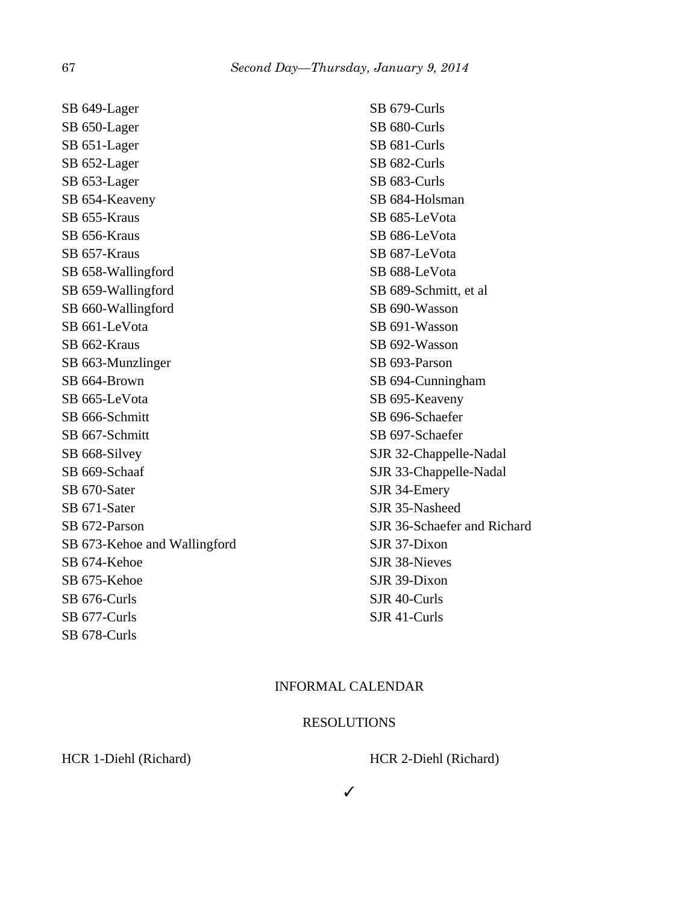SB 649-Lager
SB 650-Lager
SB 651-Lager
SB 652-Lager
SB 653-Lager
SB 654-Keaveny
SB 655-Kraus
SB 656-Kraus
SB 657-Kraus
SB 658-Wallingford
SB 659-Wallingford
SB 660-Wallingford
SB 661-LeVota
SB 662-Kraus
SB 663-Munzlinger
SB 664-Brown
SB 665-LeVota
SB 666-Schmitt
SB 667-Schmitt
SB 668-Silvey
SB 669-Schaaf
SB 670-Sater
SB 671-Sater
SB 672-Parson
SB 673-Kehoe and Wallingford
SB 674-Kehoe
SB 675-Kehoe
SB 676-Curls
SB 677-Curls
SB 678-Curls
SB 679-Curls
SB 680-Curls
SB 681-Curls
SB 682-Curls
SB 683-Curls
SB 684-Holsman
SB 685-LeVota
SB 686-LeVota
SB 687-LeVota
SB 688-LeVota
SB 689-Schmitt, et al
SB 690-Wasson
SB 691-Wasson
SB 692-Wasson
SB 693-Parson
SB 694-Cunningham
SB 695-Keaveny
SB 696-Schaefer
SB 697-Schaefer
SJR 32-Chappelle-Nadal
SJR 33-Chappelle-Nadal
SJR 34-Emery
SJR 35-Nasheed
SJR 36-Schaefer and Richard
SJR 37-Dixon
SJR 38-Nieves
SJR 39-Dixon
SJR 40-Curls
SJR 41-Curls

## INFORMAL CALENDAR

### RESOLUTIONS

HCR 1-Diehl (Richard)
HCR 2-Diehl (Richard)

✓